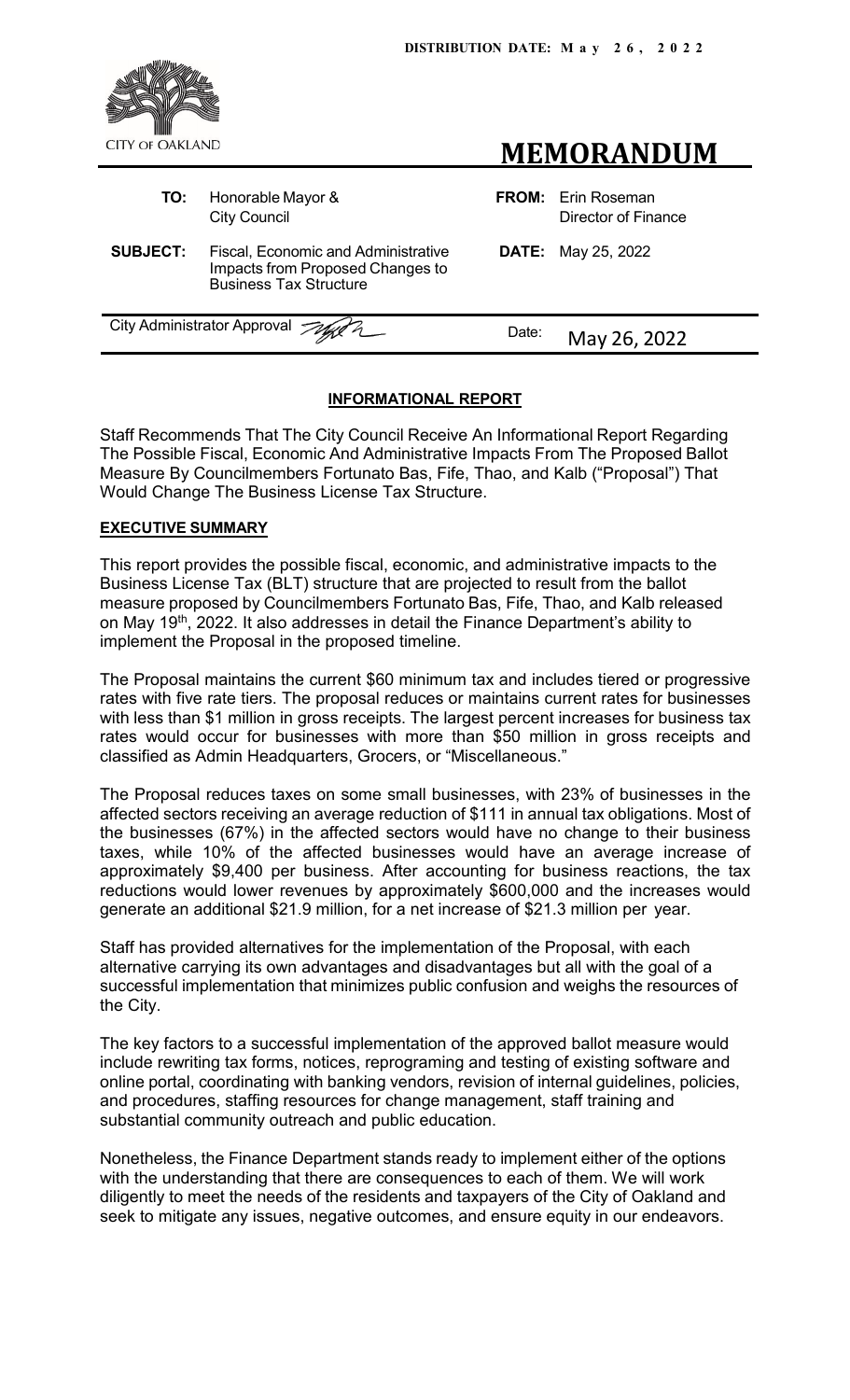DISTRIBUTION DATE: May 26, 2022

CITY OF OAKLAND

# MEMORANDUM

| | | | |
|---|---|---|---|
| **TO:** | Honorable Mayor & City Council | **FROM:** | Erin Roseman Director of Finance |
| **SUBJECT:** | Fiscal, Economic and Administrative Impacts from Proposed Changes to Business Tax Structure | **DATE:** | May 25, 2022 |

City Administrator Approval | Date: May 26, 2022

## INFORMATIONAL REPORT

Staff Recommends That The City Council Receive An Informational Report Regarding The Possible Fiscal, Economic And Administrative Impacts From The Proposed Ballot Measure By Councilmembers Fortunato Bas, Fife, Thao, and Kalb ("Proposal") That Would Change The Business License Tax Structure.

### EXECUTIVE SUMMARY

This report provides the possible fiscal, economic, and administrative impacts to the Business License Tax (BLT) structure that are projected to result from the ballot measure proposed by Councilmembers Fortunato Bas, Fife, Thao, and Kalb released on May 19th, 2022. It also addresses in detail the Finance Department's ability to implement the Proposal in the proposed timeline.

The Proposal maintains the current $60 minimum tax and includes tiered or progressive rates with five rate tiers. The proposal reduces or maintains current rates for businesses with less than $1 million in gross receipts. The largest percent increases for business tax rates would occur for businesses with more than $50 million in gross receipts and classified as Admin Headquarters, Grocers, or "Miscellaneous."

The Proposal reduces taxes on some small businesses, with 23% of businesses in the affected sectors receiving an average reduction of $111 in annual tax obligations. Most of the businesses (67%) in the affected sectors would have no change to their business taxes, while 10% of the affected businesses would have an average increase of approximately $9,400 per business. After accounting for business reactions, the tax reductions would lower revenues by approximately $600,000 and the increases would generate an additional $21.9 million, for a net increase of $21.3 million per year.

Staff has provided alternatives for the implementation of the Proposal, with each alternative carrying its own advantages and disadvantages but all with the goal of a successful implementation that minimizes public confusion and weighs the resources of the City.

The key factors to a successful implementation of the approved ballot measure would include rewriting tax forms, notices, reprograming and testing of existing software and online portal, coordinating with banking vendors, revision of internal guidelines, policies, and procedures, staffing resources for change management, staff training and substantial community outreach and public education.

Nonetheless, the Finance Department stands ready to implement either of the options with the understanding that there are consequences to each of them. We will work diligently to meet the needs of the residents and taxpayers of the City of Oakland and seek to mitigate any issues, negative outcomes, and ensure equity in our endeavors.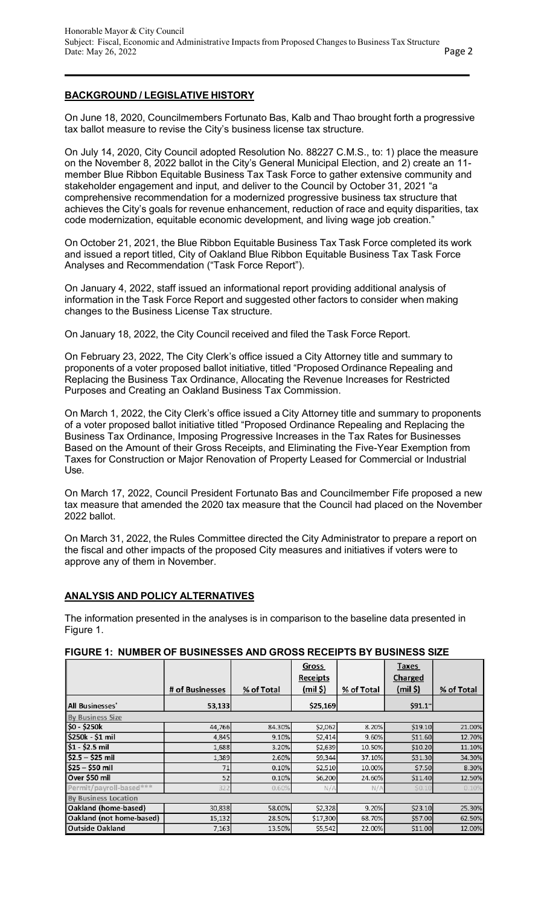## BACKGROUND / LEGISLATIVE HISTORY

On June 18, 2020, Councilmembers Fortunato Bas, Kalb and Thao brought forth a progressive tax ballot measure to revise the City's business license tax structure.

On July 14, 2020, City Council adopted Resolution No. 88227 C.M.S., to: 1) place the measure on the November 8, 2022 ballot in the City's General Municipal Election, and 2) create an 11-member Blue Ribbon Equitable Business Tax Task Force to gather extensive community and stakeholder engagement and input, and deliver to the Council by October 31, 2021 "a comprehensive recommendation for a modernized progressive business tax structure that achieves the City's goals for revenue enhancement, reduction of race and equity disparities, tax code modernization, equitable economic development, and living wage job creation."

On October 21, 2021, the Blue Ribbon Equitable Business Tax Task Force completed its work and issued a report titled, City of Oakland Blue Ribbon Equitable Business Tax Task Force Analyses and Recommendation ("Task Force Report").

On January 4, 2022, staff issued an informational report providing additional analysis of information in the Task Force Report and suggested other factors to consider when making changes to the Business License Tax structure.

On January 18, 2022, the City Council received and filed the Task Force Report.

On February 23, 2022, The City Clerk's office issued a City Attorney title and summary to proponents of a voter proposed ballot initiative, titled "Proposed Ordinance Repealing and Replacing the Business Tax Ordinance, Allocating the Revenue Increases for Restricted Purposes and Creating an Oakland Business Tax Commission.

On March 1, 2022, the City Clerk's office issued a City Attorney title and summary to proponents of a voter proposed ballot initiative titled "Proposed Ordinance Repealing and Replacing the Business Tax Ordinance, Imposing Progressive Increases in the Tax Rates for Businesses Based on the Amount of their Gross Receipts, and Eliminating the Five-Year Exemption from Taxes for Construction or Major Renovation of Property Leased for Commercial or Industrial Use.

On March 17, 2022, Council President Fortunato Bas and Councilmember Fife proposed a new tax measure that amended the 2020 tax measure that the Council had placed on the November 2022 ballot.

On March 31, 2022, the Rules Committee directed the City Administrator to prepare a report on the fiscal and other impacts of the proposed City measures and initiatives if voters were to approve any of them in November.

## ANALYSIS AND POLICY ALTERNATIVES

The information presented in the analyses is in comparison to the baseline data presented in Figure 1.

### FIGURE 1: NUMBER OF BUSINESSES AND GROSS RECEIPTS BY BUSINESS SIZE

| | # of Businesses | % of Total | Gross Receipts (mil $) | % of Total | Taxes Charged (mil $) | % of Total |
|---|---|---|---|---|---|---|
| **All Businesses*** | **53,133** | | **$25,169** | | **$91.1**** | |
| **By Business Size** | | | | | | |
| $0 - $250k | 44,766 | 84.30% | $2,062 | 8.20% | $19.10 | 21.00% |
| $250k - $1 mil | 4,845 | 9.10% | $2,414 | 9.60% | $11.60 | 12.70% |
| $1 - $2.5 mil | 1,688 | 3.20% | $2,639 | 10.50% | $10.20 | 11.10% |
| $2.5 – $25 mil | 1,389 | 2.60% | $9,344 | 37.10% | $31.30 | 34.30% |
| $25 – $50 mil | 71 | 0.10% | $2,510 | 10.00% | $7.50 | 8.30% |
| Over $50 mil | 52 | 0.10% | $6,200 | 24.60% | $11.40 | 12.50% |
| Permit/payroll-based*** | 322 | 0.60% | N/A | N/A | $0.10 | 0.10% |
| **By Business Location** | | | | | | |
| Oakland (home-based) | 30,838 | 58.00% | $2,328 | 9.20% | $23.10 | 25.30% |
| Oakland (not home-based) | 15,132 | 28.50% | $17,300 | 68.70% | $57.00 | 62.50% |
| Outside Oakland | 7,163 | 13.50% | $5,542 | 22.00% | $11.00 | 12.00% |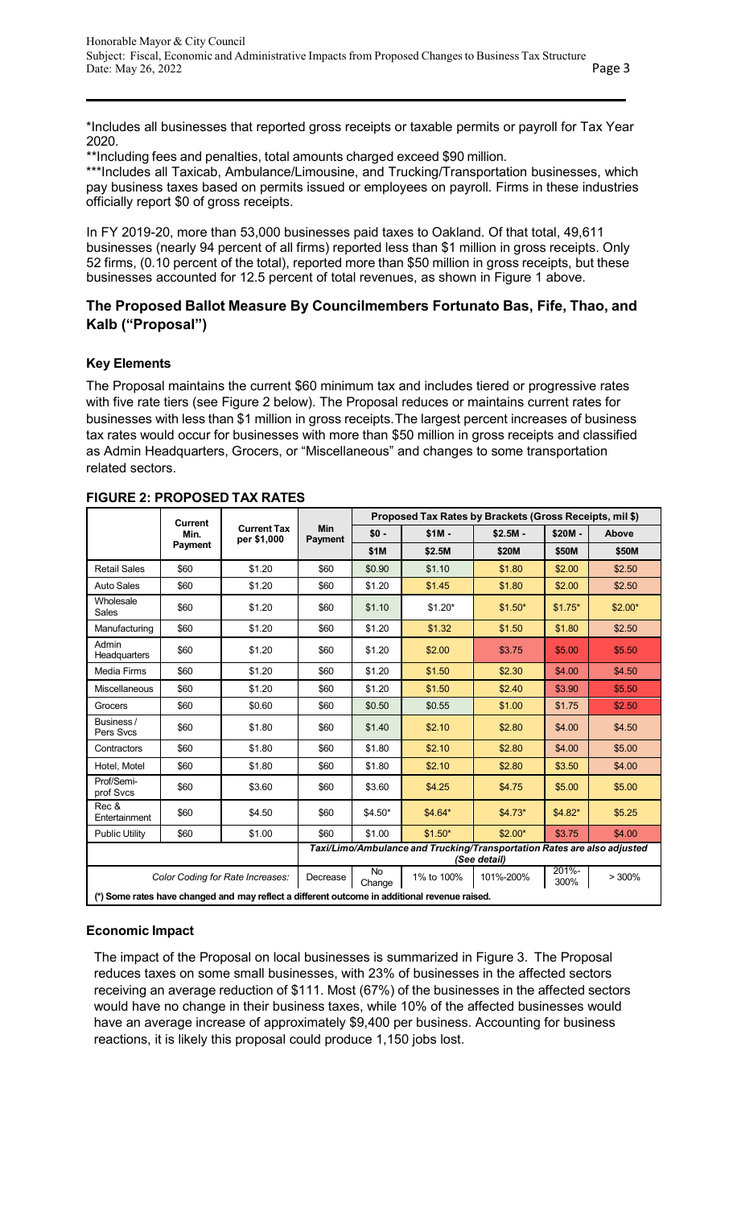\*Includes all businesses that reported gross receipts or taxable permits or payroll for Tax Year 2020.

\*\*Including fees and penalties, total amounts charged exceed $90 million.

\*\*\*Includes all Taxicab, Ambulance/Limousine, and Trucking/Transportation businesses, which pay business taxes based on permits issued or employees on payroll. Firms in these industries officially report $0 of gross receipts.

In FY 2019-20, more than 53,000 businesses paid taxes to Oakland. Of that total, 49,611 businesses (nearly 94 percent of all firms) reported less than $1 million in gross receipts. Only 52 firms, (0.10 percent of the total), reported more than $50 million in gross receipts, but these businesses accounted for 12.5 percent of total revenues, as shown in Figure 1 above.

## The Proposed Ballot Measure By Councilmembers Fortunato Bas, Fife, Thao, and Kalb ("Proposal")

### Key Elements

The Proposal maintains the current $60 minimum tax and includes tiered or progressive rates with five rate tiers (see Figure 2 below). The Proposal reduces or maintains current rates for businesses with less than $1 million in gross receipts. The largest percent increases of business tax rates would occur for businesses with more than $50 million in gross receipts and classified as Admin Headquarters, Grocers, or "Miscellaneous" and changes to some transportation related sectors.

**FIGURE 2: PROPOSED TAX RATES**

| | Current Min. Payment | Current Tax per $1,000 | Min Payment | Proposed Tax Rates by Brackets (Gross Receipts, mil $) | | | | |
|---|---|---|---|---|---|---|---|---|
| | | | | $0 - $1M | $1M - $2.5M | $2.5M - $20M | $20M - $50M | Above $50M |
| Retail Sales | $60 | $1.20 | $60 | $0.90 | $1.10 | $1.80 | $2.00 | $2.50 |
| Auto Sales | $60 | $1.20 | $60 | $1.20 | $1.45 | $1.80 | $2.00 | $2.50 |
| Wholesale Sales | $60 | $1.20 | $60 | $1.10 | $1.20* | $1.50* | $1.75* | $2.00* |
| Manufacturing | $60 | $1.20 | $60 | $1.20 | $1.32 | $1.50 | $1.80 | $2.50 |
| Admin Headquarters | $60 | $1.20 | $60 | $1.20 | $2.00 | $3.75 | $5.00 | $5.50 |
| Media Firms | $60 | $1.20 | $60 | $1.20 | $1.50 | $2.30 | $4.00 | $4.50 |
| Miscellaneous | $60 | $1.20 | $60 | $1.20 | $1.50 | $2.40 | $3.90 | $5.50 |
| Grocers | $60 | $0.60 | $60 | $0.50 | $0.55 | $1.00 | $1.75 | $2.50 |
| Business / Pers Svcs | $60 | $1.80 | $60 | $1.40 | $2.10 | $2.80 | $4.00 | $4.50 |
| Contractors | $60 | $1.80 | $60 | $1.80 | $2.10 | $2.80 | $4.00 | $5.00 |
| Hotel, Motel | $60 | $1.80 | $60 | $1.80 | $2.10 | $2.80 | $3.50 | $4.00 |
| Prof/Semi-prof Svcs | $60 | $3.60 | $60 | $3.60 | $4.25 | $4.75 | $5.00 | $5.00 |
| Rec & Entertainment | $60 | $4.50 | $60 | $4.50* | $4.64* | $4.73* | $4.82* | $5.25 |
| Public Utility | $60 | $1.00 | $60 | $1.00 | $1.50* | $2.00* | $3.75 | $4.00 |
| | | | *Taxi/Limo/Ambulance and Trucking/Transportation Rates are also adjusted (See detail)* | | | | | |
| | | Color Coding for Rate Increases: | Decrease | No Change | 1% to 100% | 101%-200% | 201%-300% | > 300% |

**(\*) Some rates have changed and may reflect a different outcome in additional revenue raised.**

### Economic Impact

The impact of the Proposal on local businesses is summarized in Figure 3. The Proposal reduces taxes on some small businesses, with 23% of businesses in the affected sectors receiving an average reduction of $111. Most (67%) of the businesses in the affected sectors would have no change in their business taxes, while 10% of the affected businesses would have an average increase of approximately $9,400 per business. Accounting for business reactions, it is likely this proposal could produce 1,150 jobs lost.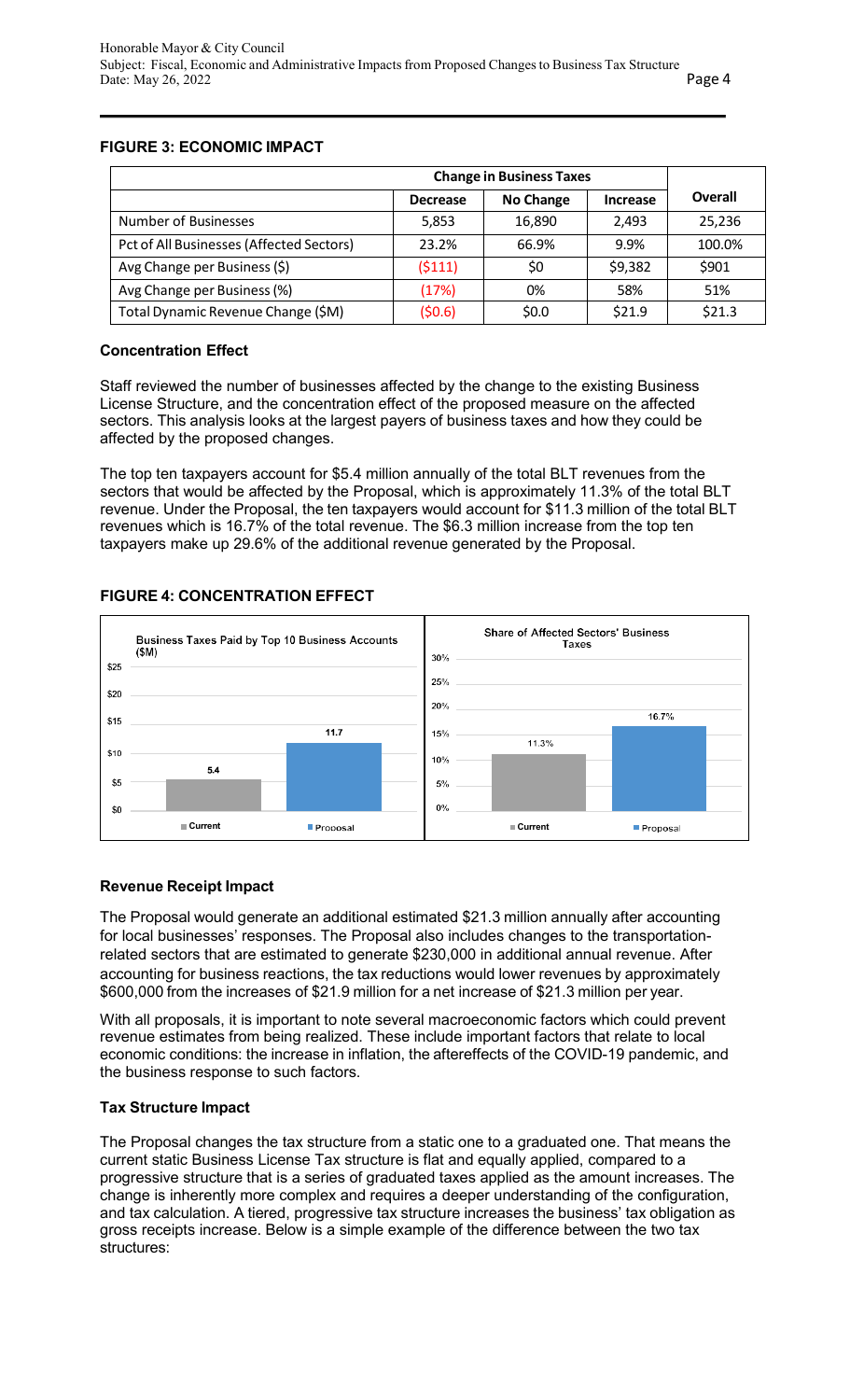## FIGURE 3: ECONOMIC IMPACT

| | Change in Business Taxes | | | |
|---|---|---|---|---|
| | Decrease | No Change | Increase | Overall |
| Number of Businesses | 5,853 | 16,890 | 2,493 | 25,236 |
| Pct of All Businesses (Affected Sectors) | 23.2% | 66.9% | 9.9% | 100.0% |
| Avg Change per Business ($) | ($111) | $0 | $9,382 | $901 |
| Avg Change per Business (%) | (17%) | 0% | 58% | 51% |
| Total Dynamic Revenue Change ($M) | ($0.6) | $0.0 | $21.9 | $21.3 |

### Concentration Effect

Staff reviewed the number of businesses affected by the change to the existing Business License Structure, and the concentration effect of the proposed measure on the affected sectors. This analysis looks at the largest payers of business taxes and how they could be affected by the proposed changes.

The top ten taxpayers account for $5.4 million annually of the total BLT revenues from the sectors that would be affected by the Proposal, which is approximately 11.3% of the total BLT revenue. Under the Proposal, the ten taxpayers would account for $11.3 million of the total BLT revenues which is 16.7% of the total revenue. The $6.3 million increase from the top ten taxpayers make up 29.6% of the additional revenue generated by the Proposal.

## FIGURE 4: CONCENTRATION EFFECT

| Business Taxes Paid by Top 10 Business Accounts ($M) | |
|---|---|
| Current | 5.4 |
| Proposal | 11.7 |

| Share of Affected Sectors' Business Taxes | |
|---|---|
| Current | 11.3% |
| Proposal | 16.7% |

### Revenue Receipt Impact

The Proposal would generate an additional estimated $21.3 million annually after accounting for local businesses' responses. The Proposal also includes changes to the transportation-related sectors that are estimated to generate $230,000 in additional annual revenue. After accounting for business reactions, the tax reductions would lower revenues by approximately $600,000 from the increases of $21.9 million for a net increase of $21.3 million per year.

With all proposals, it is important to note several macroeconomic factors which could prevent revenue estimates from being realized. These include important factors that relate to local economic conditions: the increase in inflation, the aftereffects of the COVID-19 pandemic, and the business response to such factors.

### Tax Structure Impact

The Proposal changes the tax structure from a static one to a graduated one. That means the current static Business License Tax structure is flat and equally applied, compared to a progressive structure that is a series of graduated taxes applied as the amount increases. The change is inherently more complex and requires a deeper understanding of the configuration, and tax calculation. A tiered, progressive tax structure increases the business' tax obligation as gross receipts increase. Below is a simple example of the difference between the two tax structures: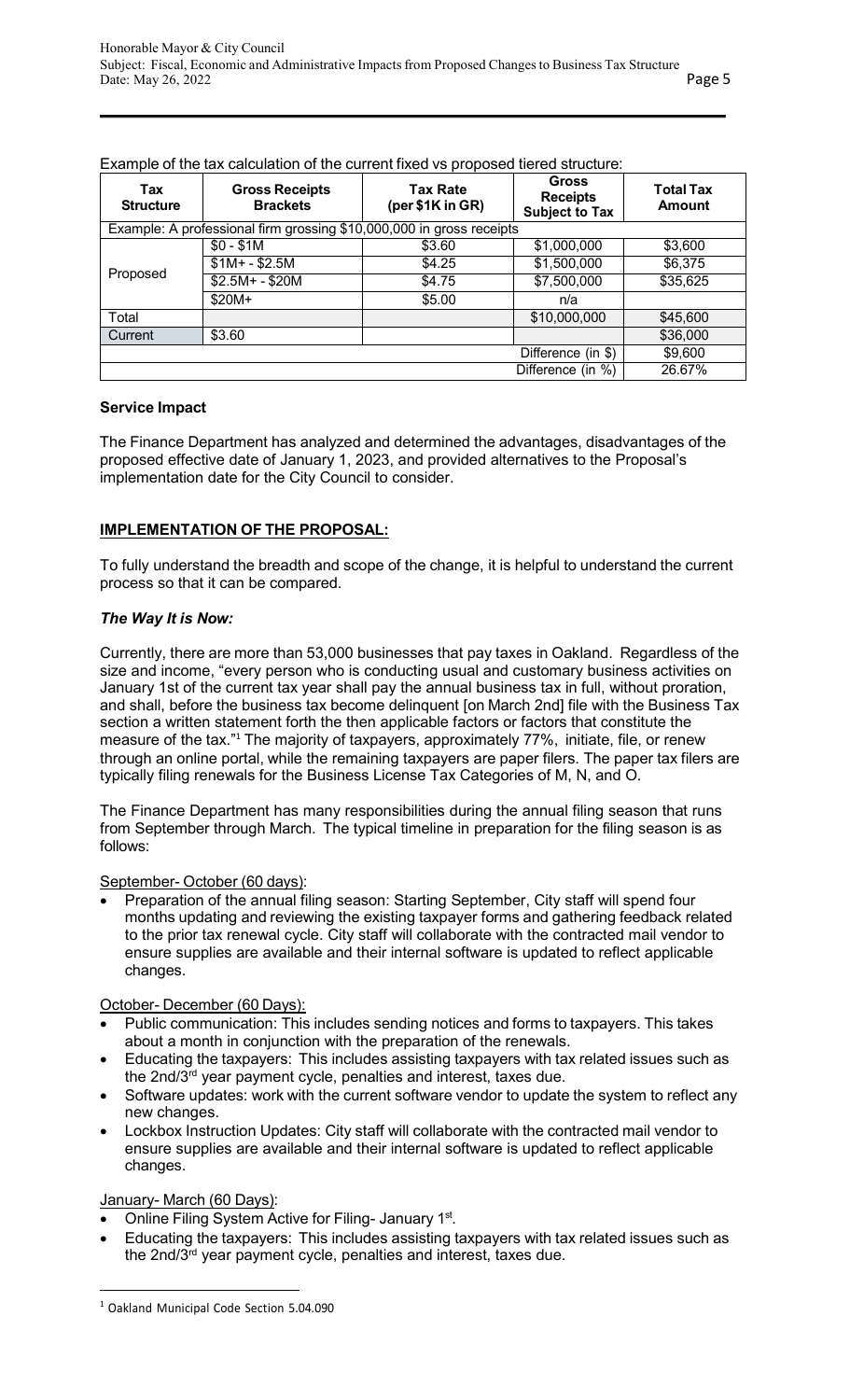Example of the tax calculation of the current fixed vs proposed tiered structure:

| Tax Structure | Gross Receipts Brackets | Tax Rate (per $1K in GR) | Gross Receipts Subject to Tax | Total Tax Amount |
|---|---|---|---|---|
| Example: A professional firm grossing $10,000,000 in gross receipts | | | | |
| Proposed | $0 - $1M | $3.60 | $1,000,000 | $3,600 |
| | $1M+ - $2.5M | $4.25 | $1,500,000 | $6,375 |
| | $2.5M+ - $20M | $4.75 | $7,500,000 | $35,625 |
| | $20M+ | $5.00 | n/a | |
| Total | | | $10,000,000 | $45,600 |
| Current | $3.60 | | | $36,000 |
| | | | Difference (in $) | $9,600 |
| | | | Difference (in %) | 26.67% |

**Service Impact**

The Finance Department has analyzed and determined the advantages, disadvantages of the proposed effective date of January 1, 2023, and provided alternatives to the Proposal's implementation date for the City Council to consider.

## IMPLEMENTATION OF THE PROPOSAL:

To fully understand the breadth and scope of the change, it is helpful to understand the current process so that it can be compared.

### *The Way It is Now:*

Currently, there are more than 53,000 businesses that pay taxes in Oakland. Regardless of the size and income, "every person who is conducting usual and customary business activities on January 1st of the current tax year shall pay the annual business tax in full, without proration, and shall, before the business tax become delinquent [on March 2nd] file with the Business Tax section a written statement forth the then applicable factors or factors that constitute the measure of the tax."[1] The majority of taxpayers, approximately 77%, initiate, file, or renew through an online portal, while the remaining taxpayers are paper filers. The paper tax filers are typically filing renewals for the Business License Tax Categories of M, N, and O.

The Finance Department has many responsibilities during the annual filing season that runs from September through March. The typical timeline in preparation for the filing season is as follows:

September- October (60 days):

- Preparation of the annual filing season: Starting September, City staff will spend four months updating and reviewing the existing taxpayer forms and gathering feedback related to the prior tax renewal cycle. City staff will collaborate with the contracted mail vendor to ensure supplies are available and their internal software is updated to reflect applicable changes.

October- December (60 Days):

- Public communication: This includes sending notices and forms to taxpayers. This takes about a month in conjunction with the preparation of the renewals.
- Educating the taxpayers: This includes assisting taxpayers with tax related issues such as the 2nd/3rd year payment cycle, penalties and interest, taxes due.
- Software updates: work with the current software vendor to update the system to reflect any new changes.
- Lockbox Instruction Updates: City staff will collaborate with the contracted mail vendor to ensure supplies are available and their internal software is updated to reflect applicable changes.

January- March (60 Days):

- Online Filing System Active for Filing- January 1st.
- Educating the taxpayers: This includes assisting taxpayers with tax related issues such as the 2nd/3rd year payment cycle, penalties and interest, taxes due.

[1] Oakland Municipal Code Section 5.04.090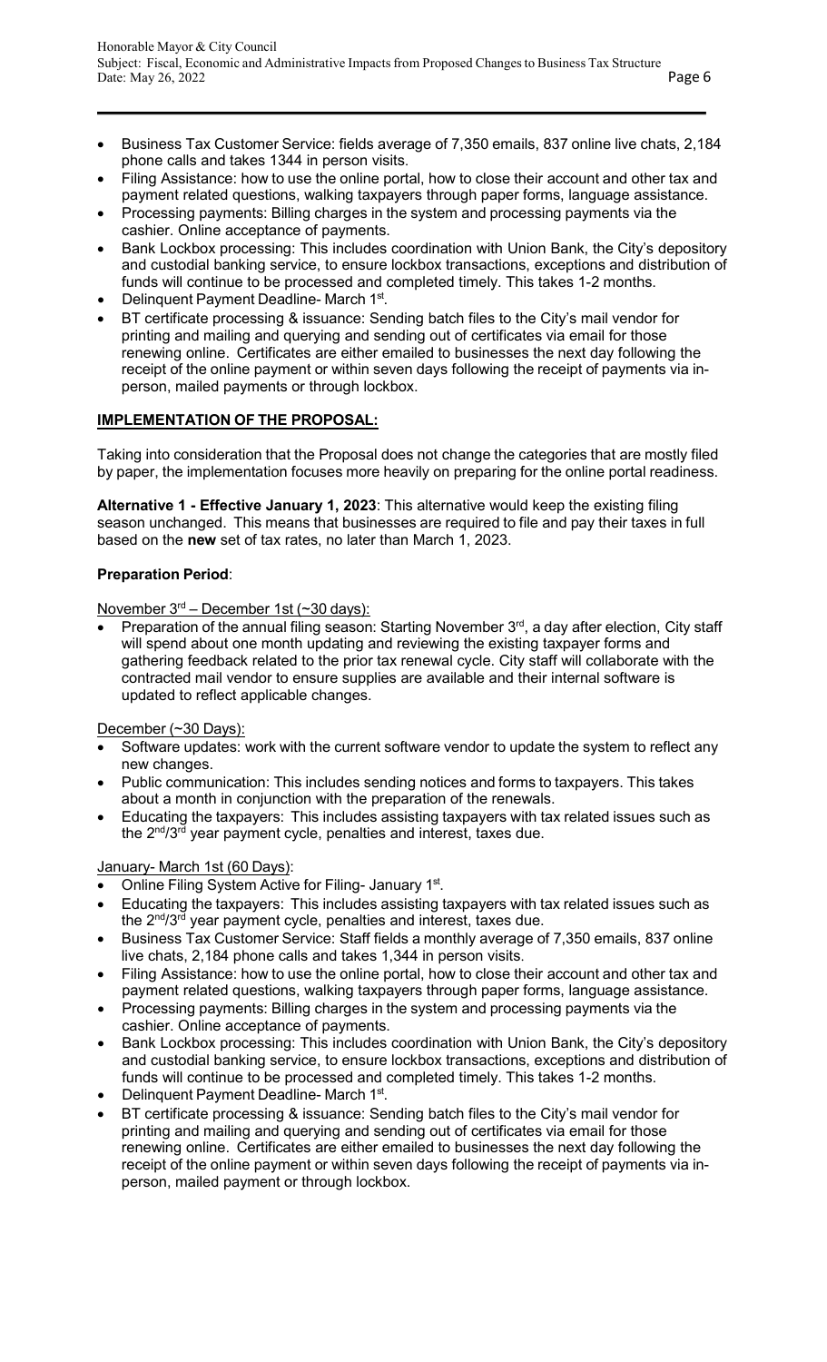- Business Tax Customer Service: fields average of 7,350 emails, 837 online live chats, 2,184 phone calls and takes 1344 in person visits.
- Filing Assistance: how to use the online portal, how to close their account and other tax and payment related questions, walking taxpayers through paper forms, language assistance.
- Processing payments: Billing charges in the system and processing payments via the cashier. Online acceptance of payments.
- Bank Lockbox processing: This includes coordination with Union Bank, the City's depository and custodial banking service, to ensure lockbox transactions, exceptions and distribution of funds will continue to be processed and completed timely. This takes 1-2 months.
- Delinquent Payment Deadline- March 1st.
- BT certificate processing & issuance: Sending batch files to the City's mail vendor for printing and mailing and querying and sending out of certificates via email for those renewing online. Certificates are either emailed to businesses the next day following the receipt of the online payment or within seven days following the receipt of payments via in-person, mailed payments or through lockbox.

## IMPLEMENTATION OF THE PROPOSAL:

Taking into consideration that the Proposal does not change the categories that are mostly filed by paper, the implementation focuses more heavily on preparing for the online portal readiness.

**Alternative 1 - Effective January 1, 2023**: This alternative would keep the existing filing season unchanged. This means that businesses are required to file and pay their taxes in full based on the **new** set of tax rates, no later than March 1, 2023.

**Preparation Period**:

November 3rd – December 1st (~30 days):

- Preparation of the annual filing season: Starting November 3rd, a day after election, City staff will spend about one month updating and reviewing the existing taxpayer forms and gathering feedback related to the prior tax renewal cycle. City staff will collaborate with the contracted mail vendor to ensure supplies are available and their internal software is updated to reflect applicable changes.

December (~30 Days):

- Software updates: work with the current software vendor to update the system to reflect any new changes.
- Public communication: This includes sending notices and forms to taxpayers. This takes about a month in conjunction with the preparation of the renewals.
- Educating the taxpayers: This includes assisting taxpayers with tax related issues such as the 2nd/3rd year payment cycle, penalties and interest, taxes due.

January- March 1st (60 Days):

- Online Filing System Active for Filing- January 1st.
- Educating the taxpayers: This includes assisting taxpayers with tax related issues such as the 2nd/3rd year payment cycle, penalties and interest, taxes due.
- Business Tax Customer Service: Staff fields a monthly average of 7,350 emails, 837 online live chats, 2,184 phone calls and takes 1,344 in person visits.
- Filing Assistance: how to use the online portal, how to close their account and other tax and payment related questions, walking taxpayers through paper forms, language assistance.
- Processing payments: Billing charges in the system and processing payments via the cashier. Online acceptance of payments.
- Bank Lockbox processing: This includes coordination with Union Bank, the City's depository and custodial banking service, to ensure lockbox transactions, exceptions and distribution of funds will continue to be processed and completed timely. This takes 1-2 months.
- Delinquent Payment Deadline- March 1st.
- BT certificate processing & issuance: Sending batch files to the City's mail vendor for printing and mailing and querying and sending out of certificates via email for those renewing online. Certificates are either emailed to businesses the next day following the receipt of the online payment or within seven days following the receipt of payments via in-person, mailed payment or through lockbox.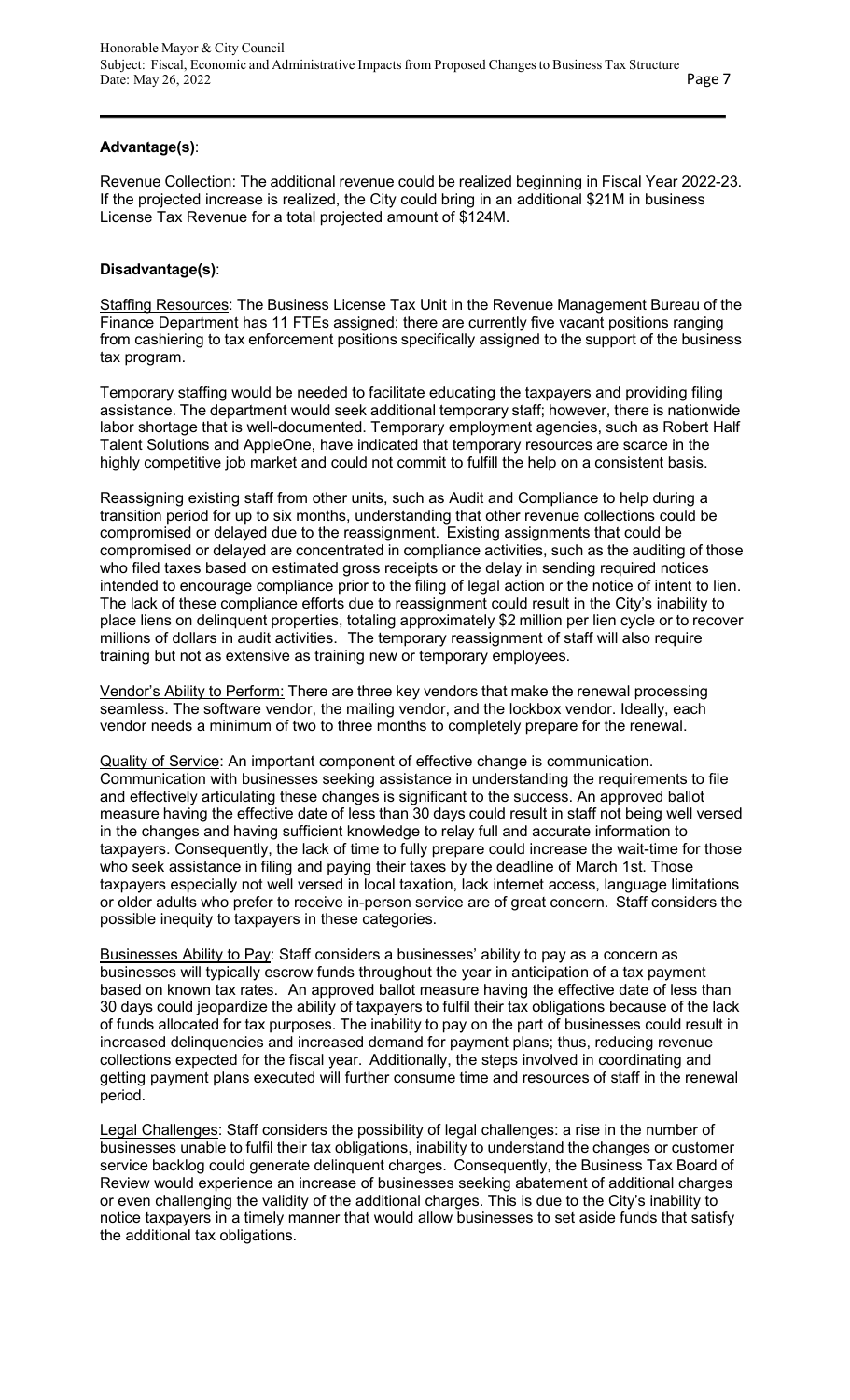**Advantage(s)**:

Revenue Collection: The additional revenue could be realized beginning in Fiscal Year 2022-23. If the projected increase is realized, the City could bring in an additional $21M in business License Tax Revenue for a total projected amount of $124M.

**Disadvantage(s)**:

Staffing Resources: The Business License Tax Unit in the Revenue Management Bureau of the Finance Department has 11 FTEs assigned; there are currently five vacant positions ranging from cashiering to tax enforcement positions specifically assigned to the support of the business tax program.

Temporary staffing would be needed to facilitate educating the taxpayers and providing filing assistance. The department would seek additional temporary staff; however, there is nationwide labor shortage that is well-documented. Temporary employment agencies, such as Robert Half Talent Solutions and AppleOne, have indicated that temporary resources are scarce in the highly competitive job market and could not commit to fulfill the help on a consistent basis.

Reassigning existing staff from other units, such as Audit and Compliance to help during a transition period for up to six months, understanding that other revenue collections could be compromised or delayed due to the reassignment. Existing assignments that could be compromised or delayed are concentrated in compliance activities, such as the auditing of those who filed taxes based on estimated gross receipts or the delay in sending required notices intended to encourage compliance prior to the filing of legal action or the notice of intent to lien. The lack of these compliance efforts due to reassignment could result in the City's inability to place liens on delinquent properties, totaling approximately $2 million per lien cycle or to recover millions of dollars in audit activities. The temporary reassignment of staff will also require training but not as extensive as training new or temporary employees.

Vendor's Ability to Perform: There are three key vendors that make the renewal processing seamless. The software vendor, the mailing vendor, and the lockbox vendor. Ideally, each vendor needs a minimum of two to three months to completely prepare for the renewal.

Quality of Service: An important component of effective change is communication. Communication with businesses seeking assistance in understanding the requirements to file and effectively articulating these changes is significant to the success. An approved ballot measure having the effective date of less than 30 days could result in staff not being well versed in the changes and having sufficient knowledge to relay full and accurate information to taxpayers. Consequently, the lack of time to fully prepare could increase the wait-time for those who seek assistance in filing and paying their taxes by the deadline of March 1st. Those taxpayers especially not well versed in local taxation, lack internet access, language limitations or older adults who prefer to receive in-person service are of great concern. Staff considers the possible inequity to taxpayers in these categories.

Businesses Ability to Pay: Staff considers a businesses' ability to pay as a concern as businesses will typically escrow funds throughout the year in anticipation of a tax payment based on known tax rates. An approved ballot measure having the effective date of less than 30 days could jeopardize the ability of taxpayers to fulfil their tax obligations because of the lack of funds allocated for tax purposes. The inability to pay on the part of businesses could result in increased delinquencies and increased demand for payment plans; thus, reducing revenue collections expected for the fiscal year. Additionally, the steps involved in coordinating and getting payment plans executed will further consume time and resources of staff in the renewal period.

Legal Challenges: Staff considers the possibility of legal challenges: a rise in the number of businesses unable to fulfil their tax obligations, inability to understand the changes or customer service backlog could generate delinquent charges. Consequently, the Business Tax Board of Review would experience an increase of businesses seeking abatement of additional charges or even challenging the validity of the additional charges. This is due to the City's inability to notice taxpayers in a timely manner that would allow businesses to set aside funds that satisfy the additional tax obligations.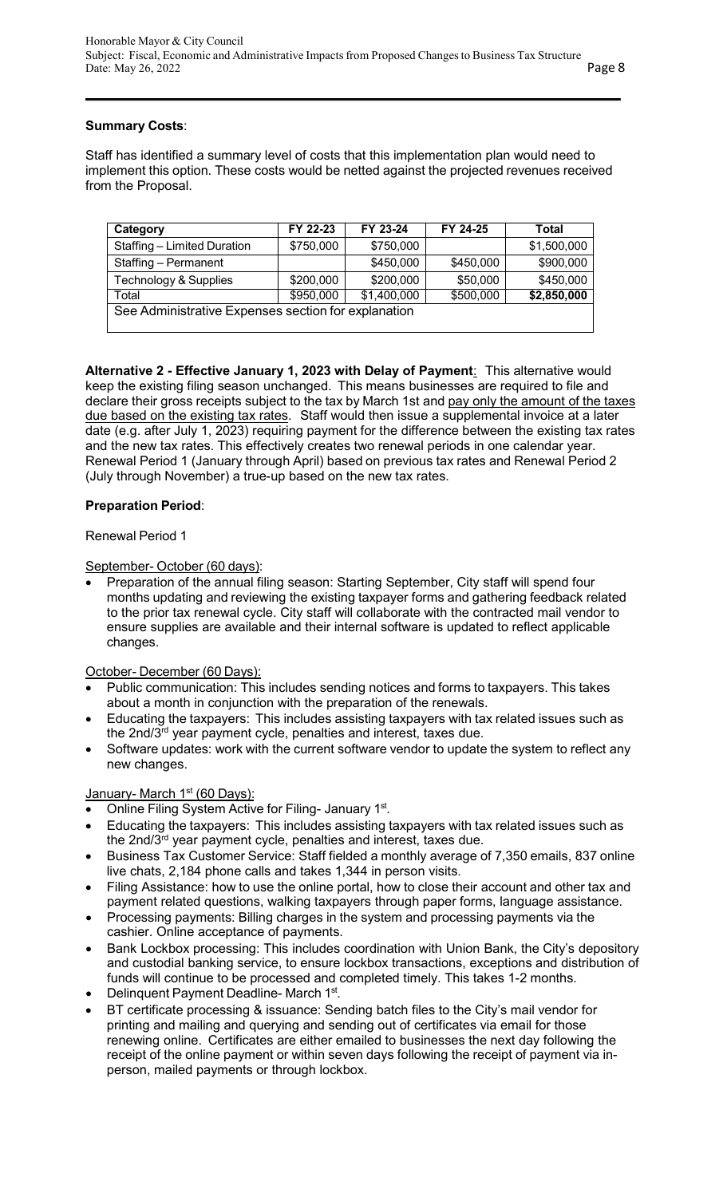**Summary Costs**:

Staff has identified a summary level of costs that this implementation plan would need to implement this option. These costs would be netted against the projected revenues received from the Proposal.

| Category | FY 22-23 | FY 23-24 | FY 24-25 | Total |
|---|---|---|---|---|
| Staffing – Limited Duration | $750,000 | $750,000 | | $1,500,000 |
| Staffing – Permanent | | $450,000 | $450,000 | $900,000 |
| Technology & Supplies | $200,000 | $200,000 | $50,000 | $450,000 |
| Total | $950,000 | $1,400,000 | $500,000 | **$2,850,000** |
| See Administrative Expenses section for explanation | | | | |

**Alternative 2 - Effective January 1, 2023 with Delay of Payment**: This alternative would keep the existing filing season unchanged. This means businesses are required to file and declare their gross receipts subject to the tax by March 1st and pay only the amount of the taxes due based on the existing tax rates. Staff would then issue a supplemental invoice at a later date (e.g. after July 1, 2023) requiring payment for the difference between the existing tax rates and the new tax rates. This effectively creates two renewal periods in one calendar year. Renewal Period 1 (January through April) based on previous tax rates and Renewal Period 2 (July through November) a true-up based on the new tax rates.

**Preparation Period**:

Renewal Period 1

September- October (60 days):

- Preparation of the annual filing season: Starting September, City staff will spend four months updating and reviewing the existing taxpayer forms and gathering feedback related to the prior tax renewal cycle. City staff will collaborate with the contracted mail vendor to ensure supplies are available and their internal software is updated to reflect applicable changes.

October- December (60 Days):

- Public communication: This includes sending notices and forms to taxpayers. This takes about a month in conjunction with the preparation of the renewals.
- Educating the taxpayers: This includes assisting taxpayers with tax related issues such as the 2nd/3rd year payment cycle, penalties and interest, taxes due.
- Software updates: work with the current software vendor to update the system to reflect any new changes.

January- March 1st (60 Days):

- Online Filing System Active for Filing- January 1st.
- Educating the taxpayers: This includes assisting taxpayers with tax related issues such as the 2nd/3rd year payment cycle, penalties and interest, taxes due.
- Business Tax Customer Service: Staff fielded a monthly average of 7,350 emails, 837 online live chats, 2,184 phone calls and takes 1,344 in person visits.
- Filing Assistance: how to use the online portal, how to close their account and other tax and payment related questions, walking taxpayers through paper forms, language assistance.
- Processing payments: Billing charges in the system and processing payments via the cashier. Online acceptance of payments.
- Bank Lockbox processing: This includes coordination with Union Bank, the City's depository and custodial banking service, to ensure lockbox transactions, exceptions and distribution of funds will continue to be processed and completed timely. This takes 1-2 months.
- Delinquent Payment Deadline- March 1st.
- BT certificate processing & issuance: Sending batch files to the City's mail vendor for printing and mailing and querying and sending out of certificates via email for those renewing online. Certificates are either emailed to businesses the next day following the receipt of the online payment or within seven days following the receipt of payment via in-person, mailed payments or through lockbox.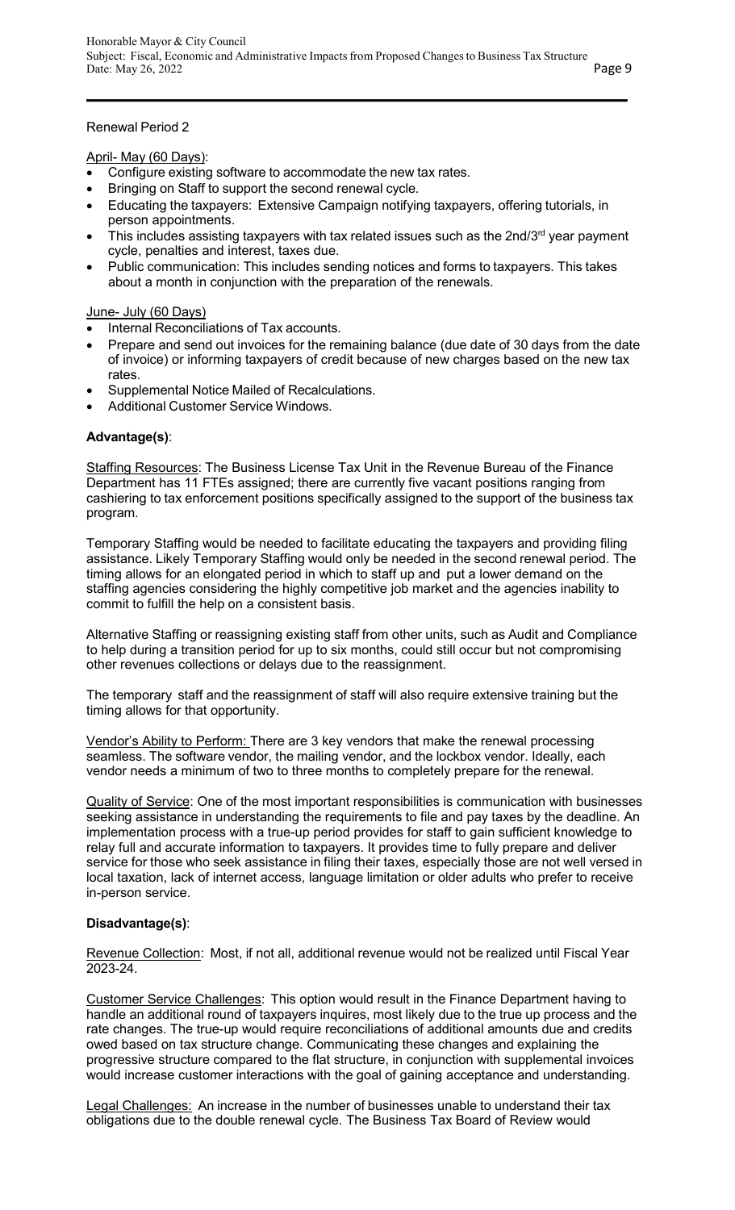Renewal Period 2

April- May (60 Days):

- Configure existing software to accommodate the new tax rates.
- Bringing on Staff to support the second renewal cycle.
- Educating the taxpayers: Extensive Campaign notifying taxpayers, offering tutorials, in person appointments.
- This includes assisting taxpayers with tax related issues such as the 2nd/3rd year payment cycle, penalties and interest, taxes due.
- Public communication: This includes sending notices and forms to taxpayers. This takes about a month in conjunction with the preparation of the renewals.

June- July (60 Days)

- Internal Reconciliations of Tax accounts.
- Prepare and send out invoices for the remaining balance (due date of 30 days from the date of invoice) or informing taxpayers of credit because of new charges based on the new tax rates.
- Supplemental Notice Mailed of Recalculations.
- Additional Customer Service Windows.

**Advantage(s)**:

Staffing Resources: The Business License Tax Unit in the Revenue Bureau of the Finance Department has 11 FTEs assigned; there are currently five vacant positions ranging from cashiering to tax enforcement positions specifically assigned to the support of the business tax program.

Temporary Staffing would be needed to facilitate educating the taxpayers and providing filing assistance. Likely Temporary Staffing would only be needed in the second renewal period. The timing allows for an elongated period in which to staff up and put a lower demand on the staffing agencies considering the highly competitive job market and the agencies inability to commit to fulfill the help on a consistent basis.

Alternative Staffing or reassigning existing staff from other units, such as Audit and Compliance to help during a transition period for up to six months, could still occur but not compromising other revenues collections or delays due to the reassignment.

The temporary staff and the reassignment of staff will also require extensive training but the timing allows for that opportunity.

Vendor's Ability to Perform: There are 3 key vendors that make the renewal processing seamless. The software vendor, the mailing vendor, and the lockbox vendor. Ideally, each vendor needs a minimum of two to three months to completely prepare for the renewal.

Quality of Service: One of the most important responsibilities is communication with businesses seeking assistance in understanding the requirements to file and pay taxes by the deadline. An implementation process with a true-up period provides for staff to gain sufficient knowledge to relay full and accurate information to taxpayers. It provides time to fully prepare and deliver service for those who seek assistance in filing their taxes, especially those are not well versed in local taxation, lack of internet access, language limitation or older adults who prefer to receive in-person service.

**Disadvantage(s)**:

Revenue Collection: Most, if not all, additional revenue would not be realized until Fiscal Year 2023-24.

Customer Service Challenges: This option would result in the Finance Department having to handle an additional round of taxpayers inquires, most likely due to the true up process and the rate changes. The true-up would require reconciliations of additional amounts due and credits owed based on tax structure change. Communicating these changes and explaining the progressive structure compared to the flat structure, in conjunction with supplemental invoices would increase customer interactions with the goal of gaining acceptance and understanding.

Legal Challenges: An increase in the number of businesses unable to understand their tax obligations due to the double renewal cycle. The Business Tax Board of Review would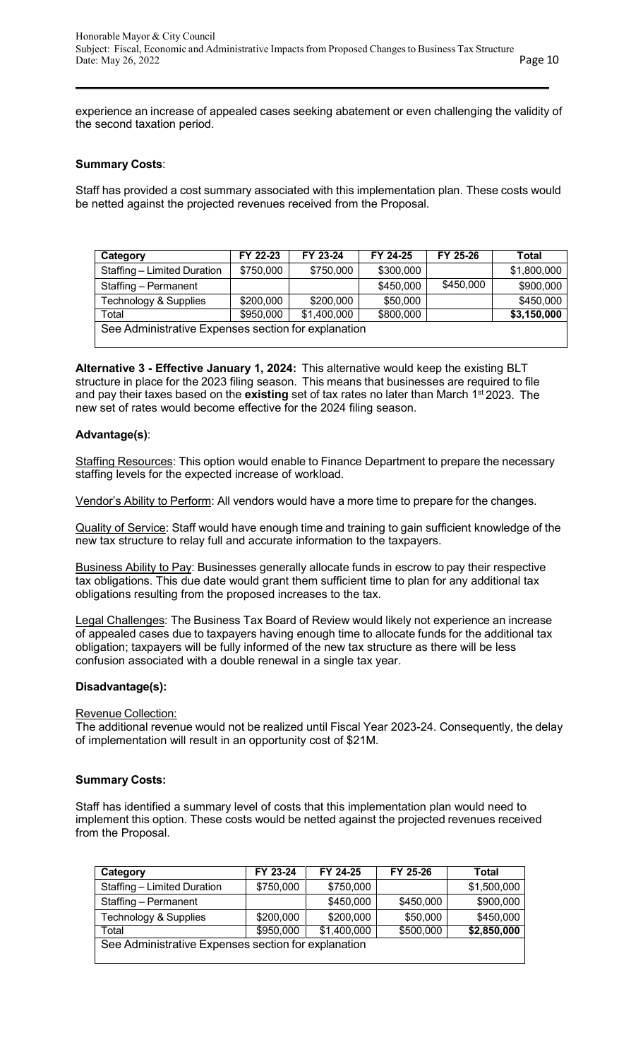experience an increase of appealed cases seeking abatement or even challenging the validity of the second taxation period.

**Summary Costs**:

Staff has provided a cost summary associated with this implementation plan. These costs would be netted against the projected revenues received from the Proposal.

| Category | FY 22-23 | FY 23-24 | FY 24-25 | FY 25-26 | Total |
|---|---|---|---|---|---|
| Staffing – Limited Duration | $750,000 | $750,000 | $300,000 | | $1,800,000 |
| Staffing – Permanent | | | $450,000 | $450,000 | $900,000 |
| Technology & Supplies | $200,000 | $200,000 | $50,000 | | $450,000 |
| Total | $950,000 | $1,400,000 | $800,000 | | **$3,150,000** |
| See Administrative Expenses section for explanation | | | | | |

**Alternative 3 - Effective January 1, 2024:** This alternative would keep the existing BLT structure in place for the 2023 filing season. This means that businesses are required to file and pay their taxes based on the **existing** set of tax rates no later than March 1st 2023. The new set of rates would become effective for the 2024 filing season.

**Advantage(s)**:

Staffing Resources: This option would enable to Finance Department to prepare the necessary staffing levels for the expected increase of workload.

Vendor's Ability to Perform: All vendors would have a more time to prepare for the changes.

Quality of Service: Staff would have enough time and training to gain sufficient knowledge of the new tax structure to relay full and accurate information to the taxpayers.

Business Ability to Pay: Businesses generally allocate funds in escrow to pay their respective tax obligations. This due date would grant them sufficient time to plan for any additional tax obligations resulting from the proposed increases to the tax.

Legal Challenges: The Business Tax Board of Review would likely not experience an increase of appealed cases due to taxpayers having enough time to allocate funds for the additional tax obligation; taxpayers will be fully informed of the new tax structure as there will be less confusion associated with a double renewal in a single tax year.

**Disadvantage(s):**

Revenue Collection:

The additional revenue would not be realized until Fiscal Year 2023-24. Consequently, the delay of implementation will result in an opportunity cost of $21M.

**Summary Costs:**

Staff has identified a summary level of costs that this implementation plan would need to implement this option. These costs would be netted against the projected revenues received from the Proposal.

| Category | FY 23-24 | FY 24-25 | FY 25-26 | Total |
|---|---|---|---|---|
| Staffing – Limited Duration | $750,000 | $750,000 | | $1,500,000 |
| Staffing – Permanent | | $450,000 | $450,000 | $900,000 |
| Technology & Supplies | $200,000 | $200,000 | $50,000 | $450,000 |
| Total | $950,000 | $1,400,000 | $500,000 | **$2,850,000** |
| See Administrative Expenses section for explanation | | | | |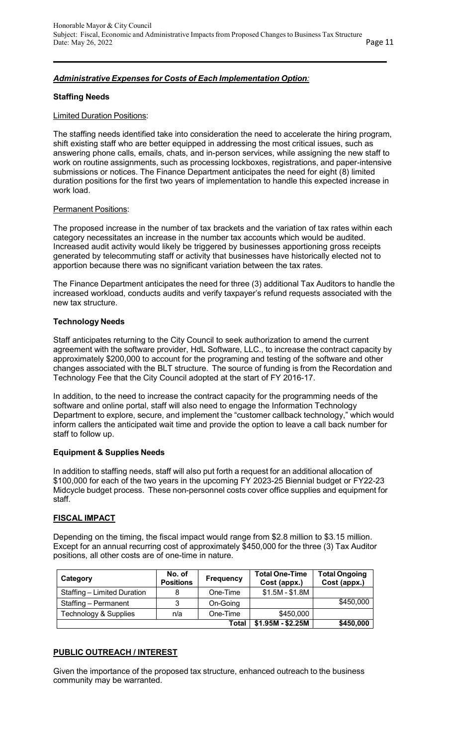***Administrative Expenses for Costs of Each Implementation Option*:**

**Staffing Needs**

Limited Duration Positions:

The staffing needs identified take into consideration the need to accelerate the hiring program, shift existing staff who are better equipped in addressing the most critical issues, such as answering phone calls, emails, chats, and in-person services, while assigning the new staff to work on routine assignments, such as processing lockboxes, registrations, and paper-intensive submissions or notices. The Finance Department anticipates the need for eight (8) limited duration positions for the first two years of implementation to handle this expected increase in work load.

Permanent Positions:

The proposed increase in the number of tax brackets and the variation of tax rates within each category necessitates an increase in the number tax accounts which would be audited. Increased audit activity would likely be triggered by businesses apportioning gross receipts generated by telecommuting staff or activity that businesses have historically elected not to apportion because there was no significant variation between the tax rates.

The Finance Department anticipates the need for three (3) additional Tax Auditors to handle the increased workload, conducts audits and verify taxpayer's refund requests associated with the new tax structure.

**Technology Needs**

Staff anticipates returning to the City Council to seek authorization to amend the current agreement with the software provider, HdL Software, LLC., to increase the contract capacity by approximately $200,000 to account for the programing and testing of the software and other changes associated with the BLT structure. The source of funding is from the Recordation and Technology Fee that the City Council adopted at the start of FY 2016-17.

In addition, to the need to increase the contract capacity for the programming needs of the software and online portal, staff will also need to engage the Information Technology Department to explore, secure, and implement the "customer callback technology," which would inform callers the anticipated wait time and provide the option to leave a call back number for staff to follow up.

**Equipment & Supplies Needs**

In addition to staffing needs, staff will also put forth a request for an additional allocation of $100,000 for each of the two years in the upcoming FY 2023-25 Biennial budget or FY22-23 Midcycle budget process. These non-personnel costs cover office supplies and equipment for staff.

## FISCAL IMPACT

Depending on the timing, the fiscal impact would range from $2.8 million to $3.15 million. Except for an annual recurring cost of approximately $450,000 for the three (3) Tax Auditor positions, all other costs are of one-time in nature.

| Category | No. of Positions | Frequency | Total One-Time Cost (appx.) | Total Ongoing Cost (appx.) |
|---|---|---|---|---|
| Staffing – Limited Duration | 8 | One-Time | $1.5M - $1.8M | |
| Staffing – Permanent | 3 | On-Going | | $450,000 |
| Technology & Supplies | n/a | One-Time | $450,000 | |
| | | **Total** | **$1.95M - $2.25M** | **$450,000** |

## PUBLIC OUTREACH / INTEREST

Given the importance of the proposed tax structure, enhanced outreach to the business community may be warranted.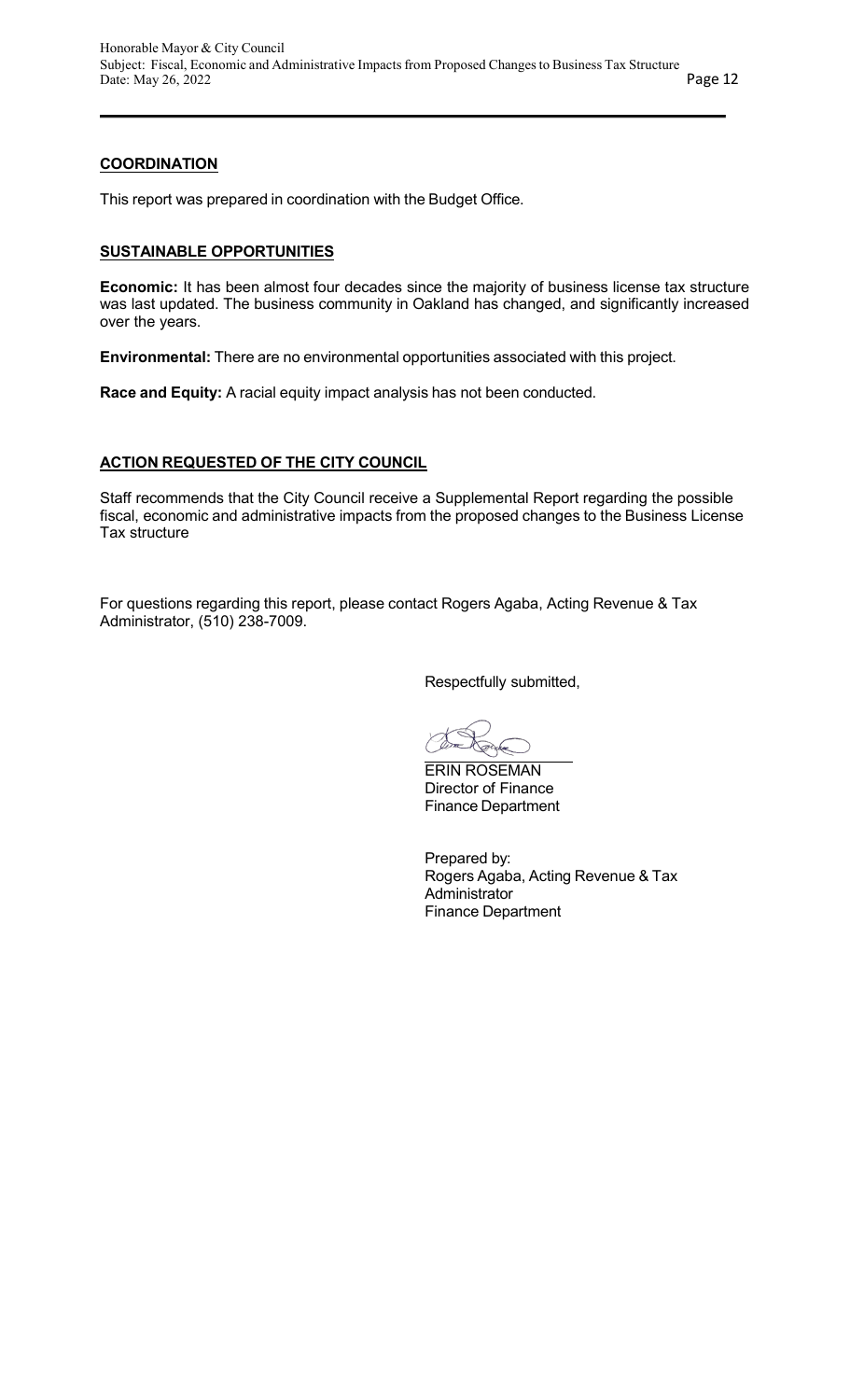## COORDINATION

This report was prepared in coordination with the Budget Office.

## SUSTAINABLE OPPORTUNITIES

**Economic:** It has been almost four decades since the majority of business license tax structure was last updated. The business community in Oakland has changed, and significantly increased over the years.

**Environmental:** There are no environmental opportunities associated with this project.

**Race and Equity:** A racial equity impact analysis has not been conducted.

## ACTION REQUESTED OF THE CITY COUNCIL

Staff recommends that the City Council receive a Supplemental Report regarding the possible fiscal, economic and administrative impacts from the proposed changes to the Business License Tax structure

For questions regarding this report, please contact Rogers Agaba, Acting Revenue & Tax Administrator, (510) 238-7009.

Respectfully submitted,

ERIN ROSEMAN
Director of Finance
Finance Department

Prepared by:
Rogers Agaba, Acting Revenue & Tax Administrator
Finance Department